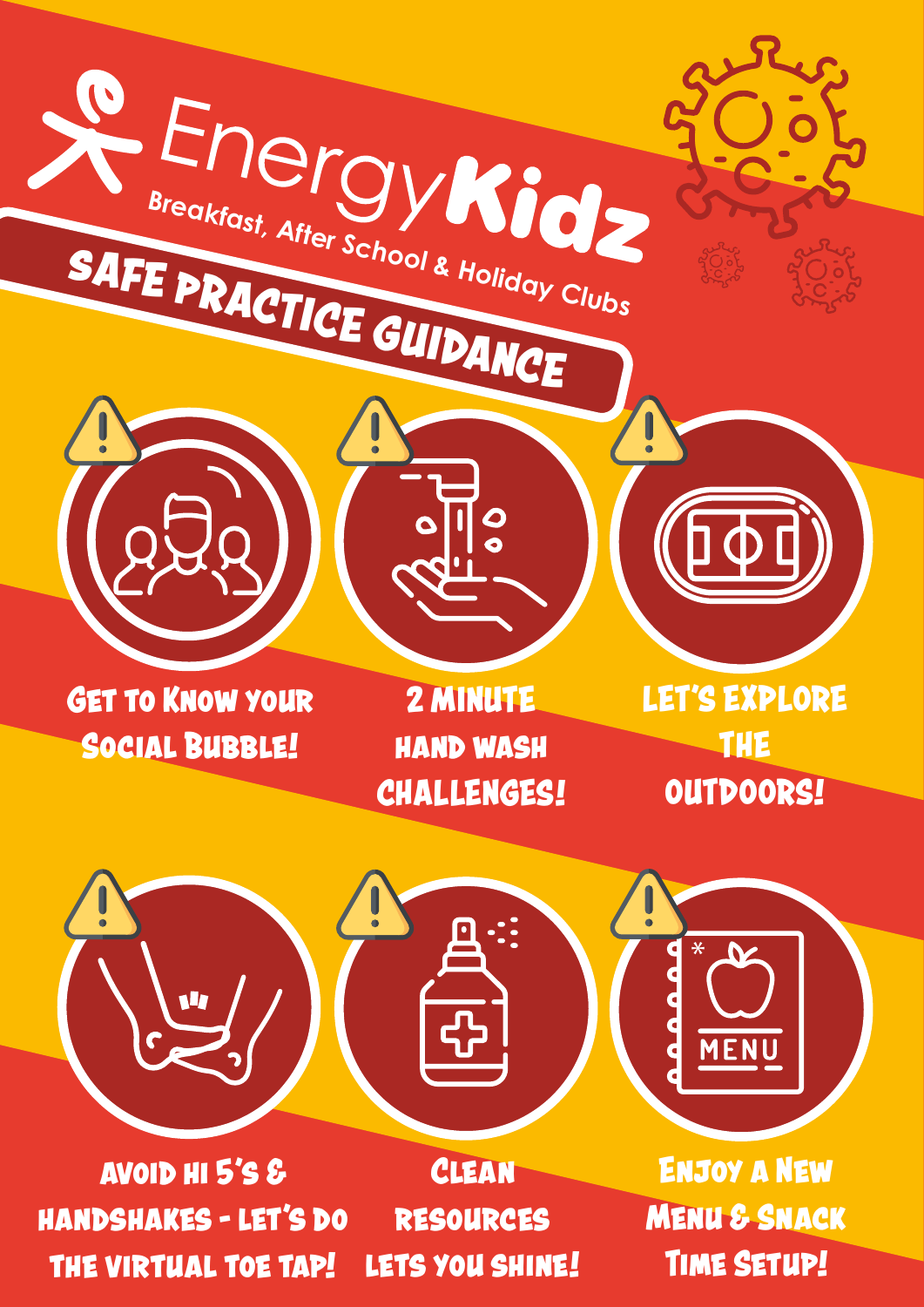# EnergyKidz

**Breakfast, After School & Holiday Clubs**

## SAFE PRACTICE GUIDANCE

- GET TO KNOW YOUR SOCIAL BUBBLE!
- 2 MINUTE HAND WASH CHALLENGES!
- LET'S EXPLORE THE OUTDOORS!
- AVOID HI 5'S & HANDSHAKES - LET'S DO THE VIRTUAL TOE TAP!
- CLEAN RESOURCES LETS YOU SHINE!
- ENJOY A NEW MENU & SNACK TIME SETUP!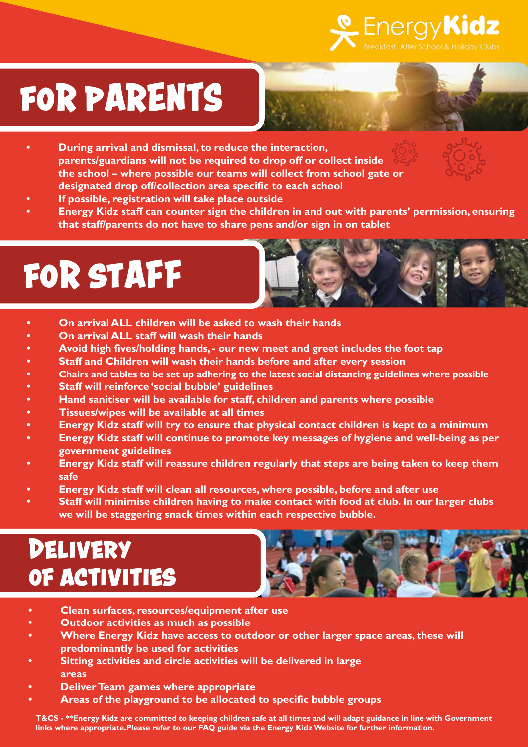EnergyKidz
Breakfast, After School & Holiday Clubs

# FOR PARENTS

- During arrival and dismissal, to reduce the interaction, parents/guardians will not be required to drop off or collect inside the school – where possible our teams will collect from school gate or designated drop off/collection area specific to each school
- If possible, registration will take place outside
- Energy Kidz staff can counter sign the children in and out with parents' permission, ensuring that staff/parents do not have to share pens and/or sign in on tablet

# FOR STAFF

- On arrival ALL children will be asked to wash their hands
- On arrival ALL staff will wash their hands
- Avoid high fives/holding hands, - our new meet and greet includes the foot tap
- Staff and Children will wash their hands before and after every session
- Chairs and tables to be set up adhering to the latest social distancing guidelines where possible
- Staff will reinforce 'social bubble' guidelines
- Hand sanitiser will be available for staff, children and parents where possible
- Tissues/wipes will be available at all times
- Energy Kidz staff will try to ensure that physical contact children is kept to a minimum
- Energy Kidz staff will continue to promote key messages of hygiene and well-being as per government guidelines
- Energy Kidz staff will reassure children regularly that steps are being taken to keep them safe
- Energy Kidz staff will clean all resources, where possible, before and after use
- Staff will minimise children having to make contact with food at club. In our larger clubs we will be staggering snack times within each respective bubble.

# DELIVERY OF ACTIVITIES

- Clean surfaces, resources/equipment after use
- Outdoor activities as much as possible
- Where Energy Kidz have access to outdoor or other larger space areas, these will predominantly be used for activities
- Sitting activities and circle activities will be delivered in large areas
- Deliver Team games where appropriate
- Areas of the playground to be allocated to specific bubble groups

**T&CS - **Energy Kidz are committed to keeping children safe at all times and will adapt guidance in line with Government links where appropriate.Please refer to our FAQ guide via the Energy Kidz Website for further information.**